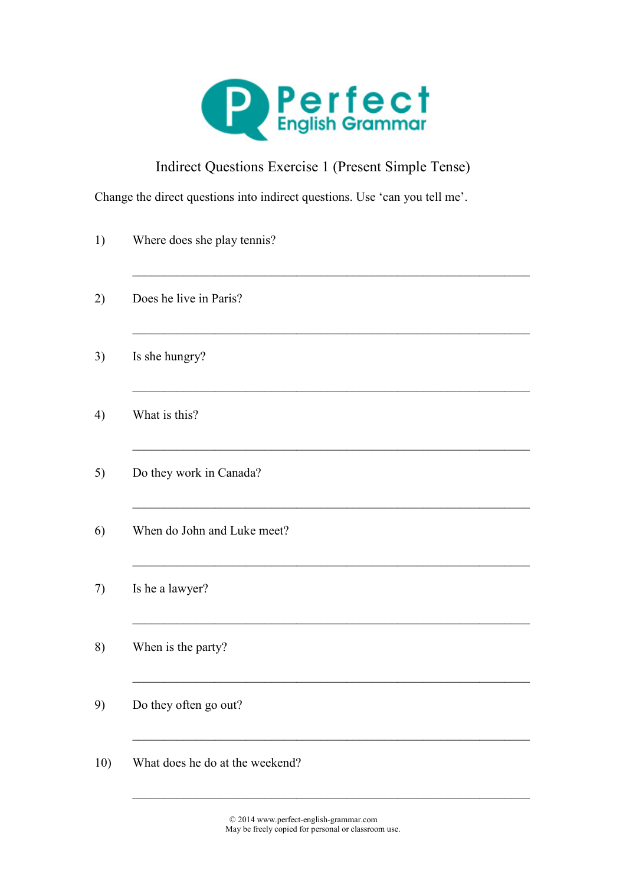# Perfect English Grammar

## Indirect Questions Exercise 1 (Present Simple Tense)

Change the direct questions into indirect questions. Use 'can you tell me'.

1) Where does she play tennis?

_______________________________________________________________

2) Does he live in Paris?

_______________________________________________________________

3) Is she hungry?

_______________________________________________________________

4) What is this?

_______________________________________________________________

5) Do they work in Canada?

_______________________________________________________________

6) When do John and Luke meet?

_______________________________________________________________

7) Is he a lawyer?

_______________________________________________________________

8) When is the party?

_______________________________________________________________

9) Do they often go out?

_______________________________________________________________

10) What does he do at the weekend?

_______________________________________________________________

© 2014 www.perfect-english-grammar.com
May be freely copied for personal or classroom use.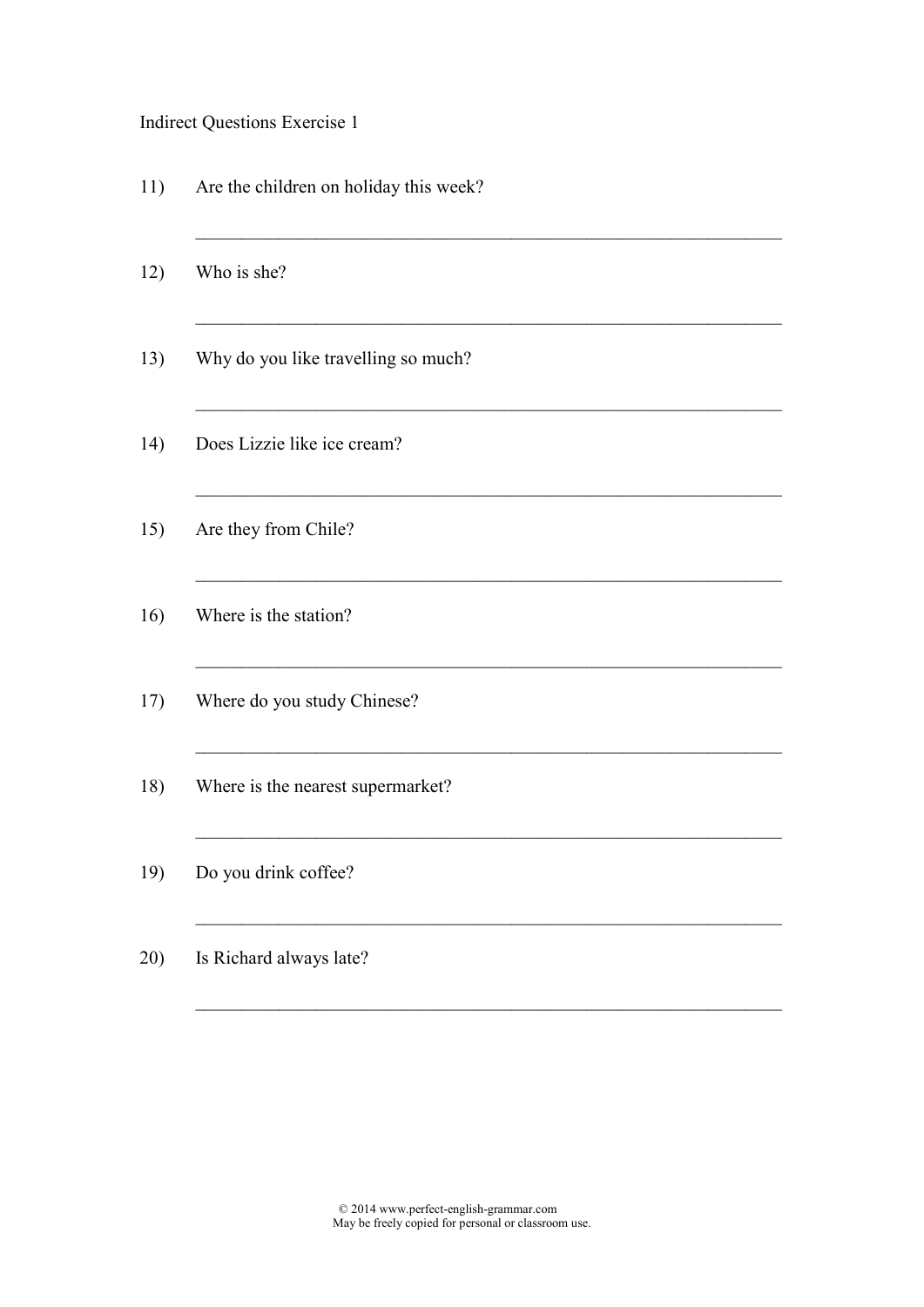Indirect Questions Exercise 1

11) Are the children on holiday this week?

_______________________________________________________________

12) Who is she?

_______________________________________________________________

13) Why do you like travelling so much?

_______________________________________________________________

14) Does Lizzie like ice cream?

_______________________________________________________________

15) Are they from Chile?

_______________________________________________________________

16) Where is the station?

_______________________________________________________________

17) Where do you study Chinese?

_______________________________________________________________

18) Where is the nearest supermarket?

_______________________________________________________________

19) Do you drink coffee?

_______________________________________________________________

20) Is Richard always late?

_______________________________________________________________

© 2014 www.perfect-english-grammar.com
May be freely copied for personal or classroom use.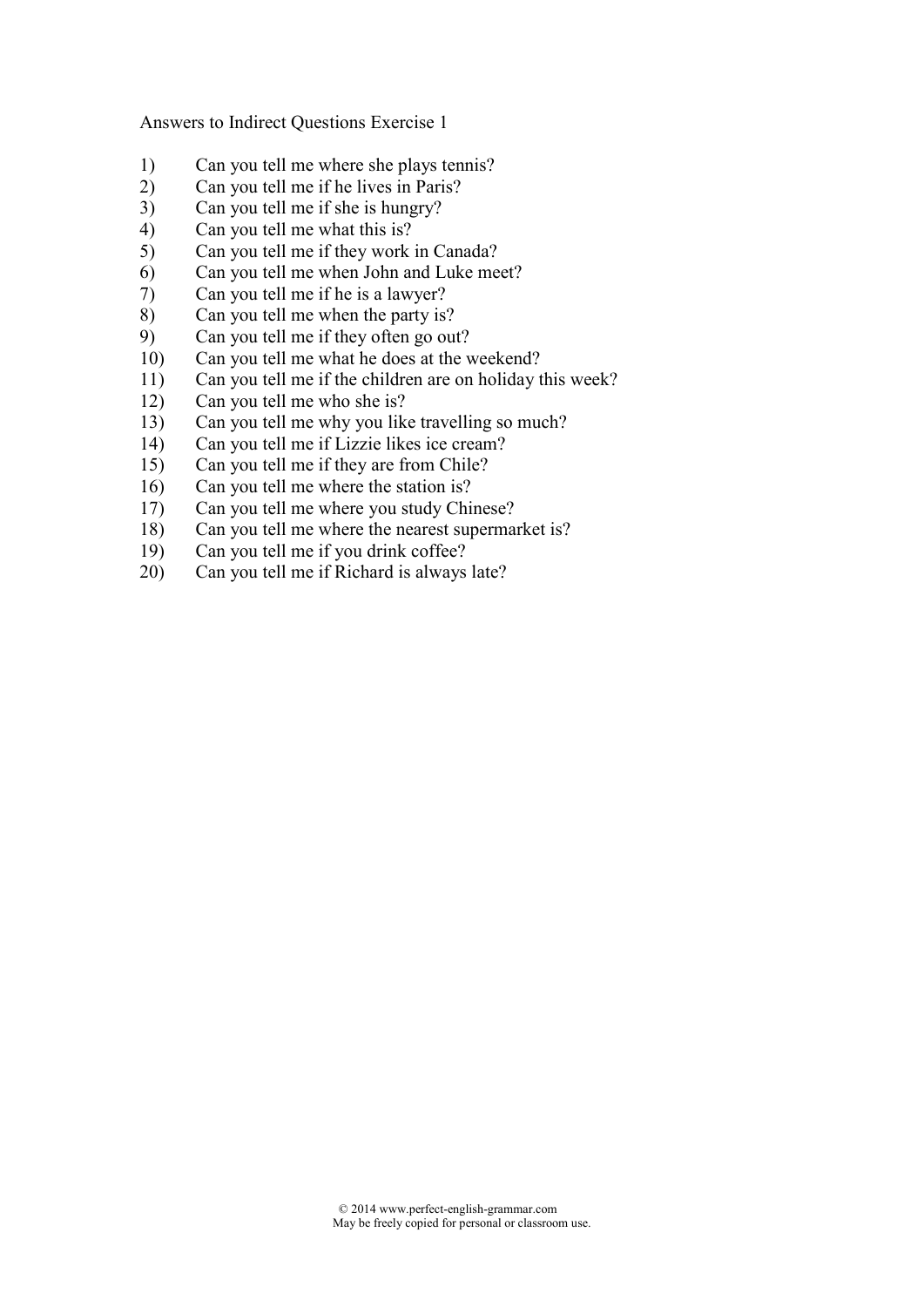Answers to Indirect Questions Exercise 1

1) Can you tell me where she plays tennis?
2) Can you tell me if he lives in Paris?
3) Can you tell me if she is hungry?
4) Can you tell me what this is?
5) Can you tell me if they work in Canada?
6) Can you tell me when John and Luke meet?
7) Can you tell me if he is a lawyer?
8) Can you tell me when the party is?
9) Can you tell me if they often go out?
10) Can you tell me what he does at the weekend?
11) Can you tell me if the children are on holiday this week?
12) Can you tell me who she is?
13) Can you tell me why you like travelling so much?
14) Can you tell me if Lizzie likes ice cream?
15) Can you tell me if they are from Chile?
16) Can you tell me where the station is?
17) Can you tell me where you study Chinese?
18) Can you tell me where the nearest supermarket is?
19) Can you tell me if you drink coffee?
20) Can you tell me if Richard is always late?

© 2014 www.perfect-english-grammar.com
May be freely copied for personal or classroom use.